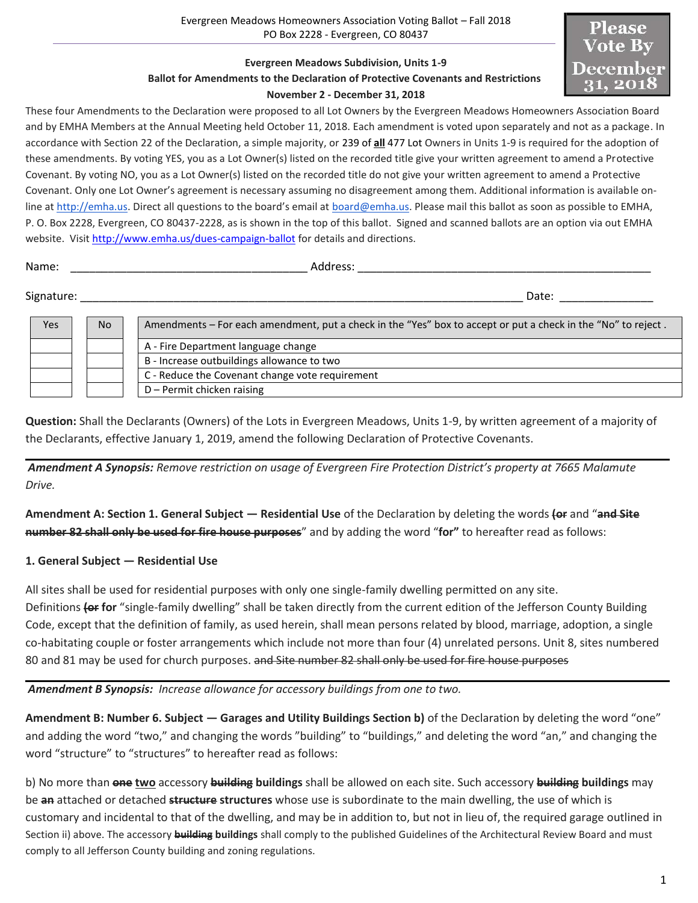Evergreen Meadows Homeowners Association Voting Ballot – Fall 2018
PO Box 2228 - Evergreen, CO 80437

**Please Vote By December 31, 2018**

### Evergreen Meadows Subdivision, Units 1-9
### Ballot for Amendments to the Declaration of Protective Covenants and Restrictions
### November 2 - December 31, 2018

These four Amendments to the Declaration were proposed to all Lot Owners by the Evergreen Meadows Homeowners Association Board and by EMHA Members at the Annual Meeting held October 11, 2018. Each amendment is voted upon separately and not as a package. In accordance with Section 22 of the Declaration, a simple majority, or 239 of **all** 477 Lot Owners in Units 1-9 is required for the adoption of these amendments. By voting YES, you as a Lot Owner(s) listed on the recorded title give your written agreement to amend a Protective Covenant. By voting NO, you as a Lot Owner(s) listed on the recorded title do not give your written agreement to amend a Protective Covenant. Only one Lot Owner's agreement is necessary assuming no disagreement among them. Additional information is available on-line at http://emha.us. Direct all questions to the board's email at board@emha.us. Please mail this ballot as soon as possible to EMHA, P. O. Box 2228, Evergreen, CO 80437-2228, as is shown in the top of this ballot. Signed and scanned ballots are an option via out EMHA website. Visit http://www.emha.us/dues-campaign-ballot for details and directions.

Name: ______________________________________ Address: _______________________________________________

Signature: ________________________________________________________________________ Date: _______________

| Yes | No | Amendments – For each amendment, put a check in the "Yes" box to accept or put a check in the "No" to reject . |
|---|---|---|
| | | A - Fire Department language change |
| | | B - Increase outbuildings allowance to two |
| | | C - Reduce the Covenant change vote requirement |
| | | D – Permit chicken raising |

**Question:** Shall the Declarants (Owners) of the Lots in Evergreen Meadows, Units 1-9, by written agreement of a majority of the Declarants, effective January 1, 2019, amend the following Declaration of Protective Covenants.

---

***Amendment A Synopsis:*** *Remove restriction on usage of Evergreen Fire Protection District's property at 7665 Malamute Drive.*

**Amendment A: Section 1. General Subject — Residential Use** of the Declaration by deleting the words **~~(or~~** and "**~~and Site number 82 shall only be used for fire house purposes~~**" and by adding the word "**for"** to hereafter read as follows:

**1. General Subject — Residential Use**

All sites shall be used for residential purposes with only one single-family dwelling permitted on any site.
Definitions **~~(or~~ for** "single-family dwelling" shall be taken directly from the current edition of the Jefferson County Building Code, except that the definition of family, as used herein, shall mean persons related by blood, marriage, adoption, a single co-habitating couple or foster arrangements which include not more than four (4) unrelated persons. Unit 8, sites numbered 80 and 81 may be used for church purposes. ~~and Site number 82 shall only be used for fire house purposes~~

---

***Amendment B Synopsis:*** *Increase allowance for accessory buildings from one to two.*

**Amendment B: Number 6. Subject — Garages and Utility Buildings Section b)** of the Declaration by deleting the word "one" and adding the word "two," and changing the words "building" to "buildings," and deleting the word "an," and changing the word "structure" to "structures" to hereafter read as follows:

b) No more than **~~one~~** **<u>two</u>** accessory **~~building~~ buildings** shall be allowed on each site. Such accessory **~~building~~ buildings** may be **~~an~~** attached or detached **~~structure~~ structures** whose use is subordinate to the main dwelling, the use of which is customary and incidental to that of the dwelling, and may be in addition to, but not in lieu of, the required garage outlined in Section ii) above. The accessory **~~building~~ buildings** shall comply to the published Guidelines of the Architectural Review Board and must comply to all Jefferson County building and zoning regulations.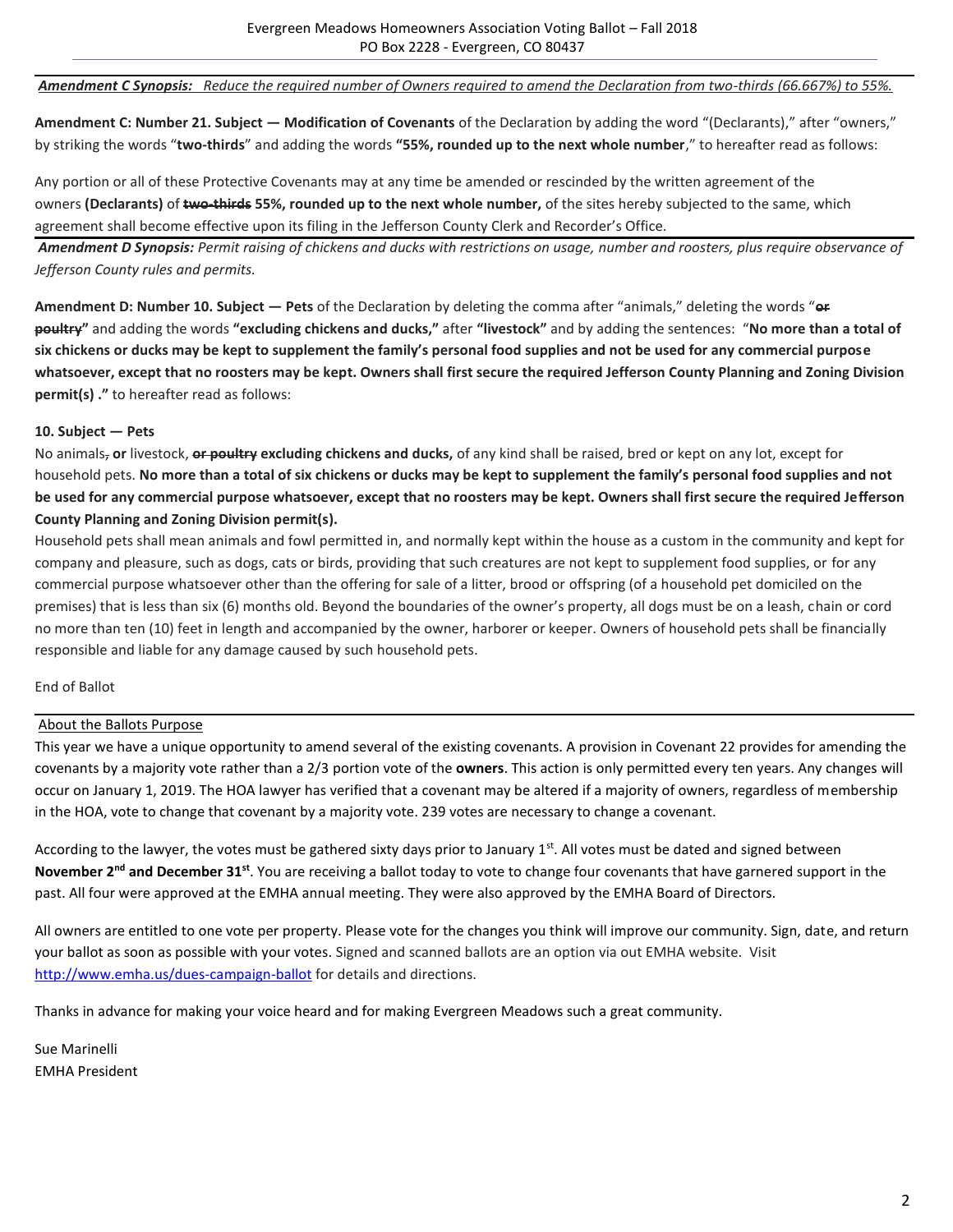*Amendment C Synopsis: Reduce the required number of Owners required to amend the Declaration from two-thirds (66.667%) to 55%.*

**Amendment C: Number 21. Subject — Modification of Covenants** of the Declaration by adding the word "(Declarants)," after "owners," by striking the words "**two-thirds**" and adding the words **"55%, rounded up to the next whole number**," to hereafter read as follows:

Any portion or all of these Protective Covenants may at any time be amended or rescinded by the written agreement of the owners **(Declarants)** of ~~**two-thirds**~~ **55%, rounded up to the next whole number,** of the sites hereby subjected to the same, which agreement shall become effective upon its filing in the Jefferson County Clerk and Recorder's Office.

***Amendment D Synopsis:*** *Permit raising of chickens and ducks with restrictions on usage, number and roosters, plus require observance of Jefferson County rules and permits.*

**Amendment D: Number 10. Subject — Pets** of the Declaration by deleting the comma after "animals," deleting the words "~~**or poultry**~~" and adding the words **"excluding chickens and ducks,"** after **"livestock"** and by adding the sentences: "**No more than a total of six chickens or ducks may be kept to supplement the family's personal food supplies and not be used for any commercial purpose whatsoever, except that no roosters may be kept. Owners shall first secure the required Jefferson County Planning and Zoning Division permit(s) ."** to hereafter read as follows:

**10. Subject — Pets**

No animals~~,~~ **or** livestock, ~~**or poultry**~~ **excluding chickens and ducks,** of any kind shall be raised, bred or kept on any lot, except for household pets. **No more than a total of six chickens or ducks may be kept to supplement the family's personal food supplies and not be used for any commercial purpose whatsoever, except that no roosters may be kept. Owners shall first secure the required Jefferson County Planning and Zoning Division permit(s).**

Household pets shall mean animals and fowl permitted in, and normally kept within the house as a custom in the community and kept for company and pleasure, such as dogs, cats or birds, providing that such creatures are not kept to supplement food supplies, or for any commercial purpose whatsoever other than the offering for sale of a litter, brood or offspring (of a household pet domiciled on the premises) that is less than six (6) months old. Beyond the boundaries of the owner's property, all dogs must be on a leash, chain or cord no more than ten (10) feet in length and accompanied by the owner, harborer or keeper. Owners of household pets shall be financially responsible and liable for any damage caused by such household pets.

End of Ballot

---

About the Ballots Purpose

This year we have a unique opportunity to amend several of the existing covenants. A provision in Covenant 22 provides for amending the covenants by a majority vote rather than a 2/3 portion vote of the **owners**. This action is only permitted every ten years. Any changes will occur on January 1, 2019. The HOA lawyer has verified that a covenant may be altered if a majority of owners, regardless of membership in the HOA, vote to change that covenant by a majority vote. 239 votes are necessary to change a covenant.

According to the lawyer, the votes must be gathered sixty days prior to January 1st. All votes must be dated and signed between **November 2nd and December 31st**. You are receiving a ballot today to vote to change four covenants that have garnered support in the past. All four were approved at the EMHA annual meeting. They were also approved by the EMHA Board of Directors.

All owners are entitled to one vote per property. Please vote for the changes you think will improve our community. Sign, date, and return your ballot as soon as possible with your votes. Signed and scanned ballots are an option via out EMHA website. Visit http://www.emha.us/dues-campaign-ballot for details and directions.

Thanks in advance for making your voice heard and for making Evergreen Meadows such a great community.

Sue Marinelli
EMHA President